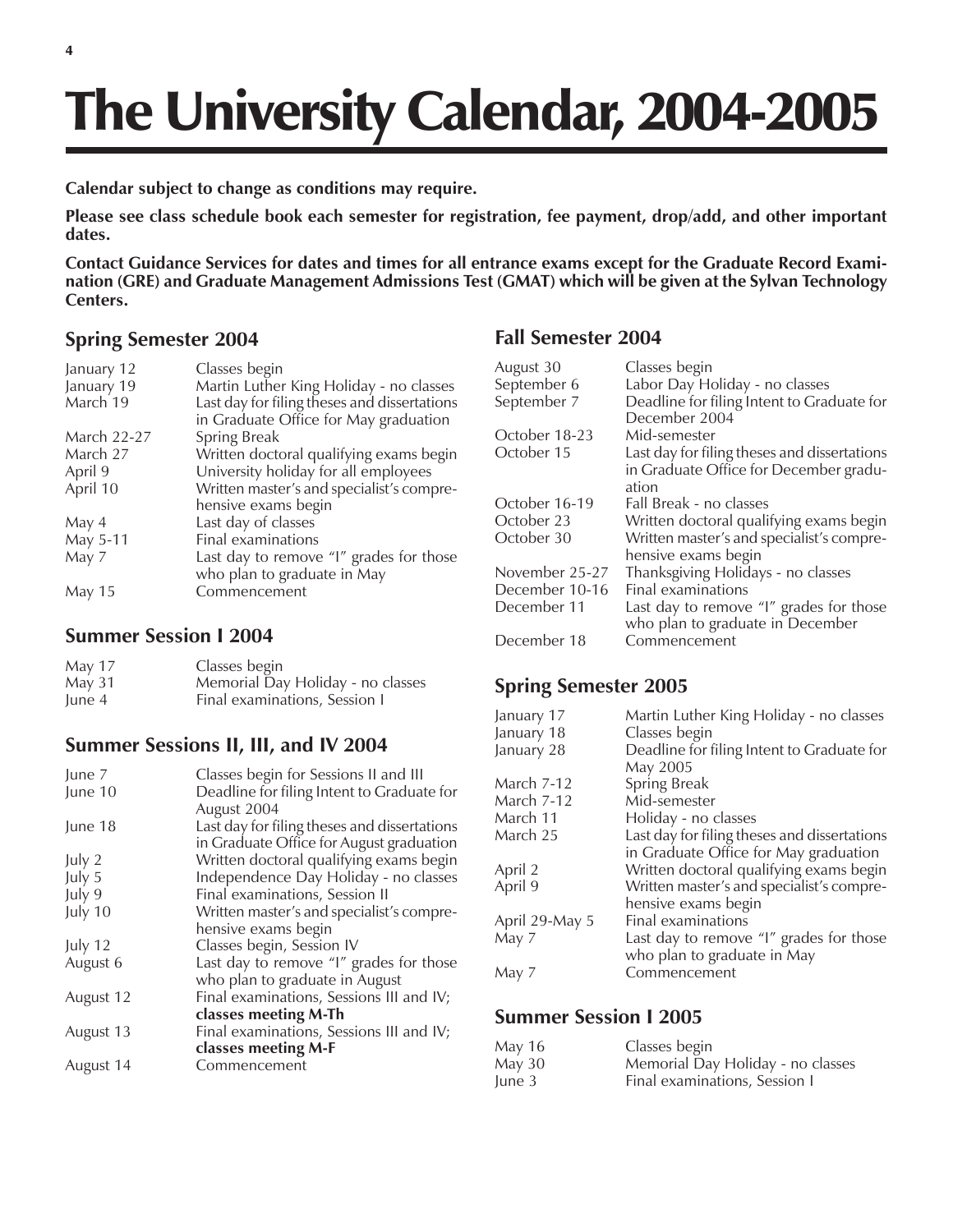# The University Calendar, 2004-2005

**Calendar subject to change as conditions may require.**

**Please see class schedule book each semester for registration, fee payment, drop/add, and other important dates.**

**Contact Guidance Services for dates and times for all entrance exams except for the Graduate Record Examination (GRE) and Graduate Management Admissions Test (GMAT) which will be given at the Sylvan Technology Centers.**

## Spring Semester 2004

| | |
|---|---|
| January 12 | Classes begin |
| January 19 | Martin Luther King Holiday - no classes |
| March 19 | Last day for filing theses and dissertations in Graduate Office for May graduation |
| March 22-27 | Spring Break |
| March 27 | Written doctoral qualifying exams begin |
| April 9 | University holiday for all employees |
| April 10 | Written master's and specialist's comprehensive exams begin |
| May 4 | Last day of classes |
| May 5-11 | Final examinations |
| May 7 | Last day to remove "I" grades for those who plan to graduate in May |
| May 15 | Commencement |

## Summer Session I 2004

| | |
|---|---|
| May 17 | Classes begin |
| May 31 | Memorial Day Holiday - no classes |
| June 4 | Final examinations, Session I |

## Summer Sessions II, III, and IV 2004

| | |
|---|---|
| June 7 | Classes begin for Sessions II and III |
| June 10 | Deadline for filing Intent to Graduate for August 2004 |
| June 18 | Last day for filing theses and dissertations in Graduate Office for August graduation |
| July 2 | Written doctoral qualifying exams begin |
| July 5 | Independence Day Holiday - no classes |
| July 9 | Final examinations, Session II |
| July 10 | Written master's and specialist's comprehensive exams begin |
| July 12 | Classes begin, Session IV |
| August 6 | Last day to remove "I" grades for those who plan to graduate in August |
| August 12 | Final examinations, Sessions III and IV; **classes meeting M-Th** |
| August 13 | Final examinations, Sessions III and IV; **classes meeting M-F** |
| August 14 | Commencement |

## Fall Semester 2004

| | |
|---|---|
| August 30 | Classes begin |
| September 6 | Labor Day Holiday - no classes |
| September 7 | Deadline for filing Intent to Graduate for December 2004 |
| October 18-23 | Mid-semester |
| October 15 | Last day for filing theses and dissertations in Graduate Office for December graduation |
| October 16-19 | Fall Break - no classes |
| October 23 | Written doctoral qualifying exams begin |
| October 30 | Written master's and specialist's comprehensive exams begin |
| November 25-27 | Thanksgiving Holidays - no classes |
| December 10-16 | Final examinations |
| December 11 | Last day to remove "I" grades for those who plan to graduate in December |
| December 18 | Commencement |

## Spring Semester 2005

| | |
|---|---|
| January 17 | Martin Luther King Holiday - no classes |
| January 18 | Classes begin |
| January 28 | Deadline for filing Intent to Graduate for May 2005 |
| March 7-12 | Spring Break |
| March 7-12 | Mid-semester |
| March 11 | Holiday - no classes |
| March 25 | Last day for filing theses and dissertations in Graduate Office for May graduation |
| April 2 | Written doctoral qualifying exams begin |
| April 9 | Written master's and specialist's comprehensive exams begin |
| April 29-May 5 | Final examinations |
| May 7 | Last day to remove "I" grades for those who plan to graduate in May |
| May 7 | Commencement |

## Summer Session I 2005

| | |
|---|---|
| May 16 | Classes begin |
| May 30 | Memorial Day Holiday - no classes |
| June 3 | Final examinations, Session I |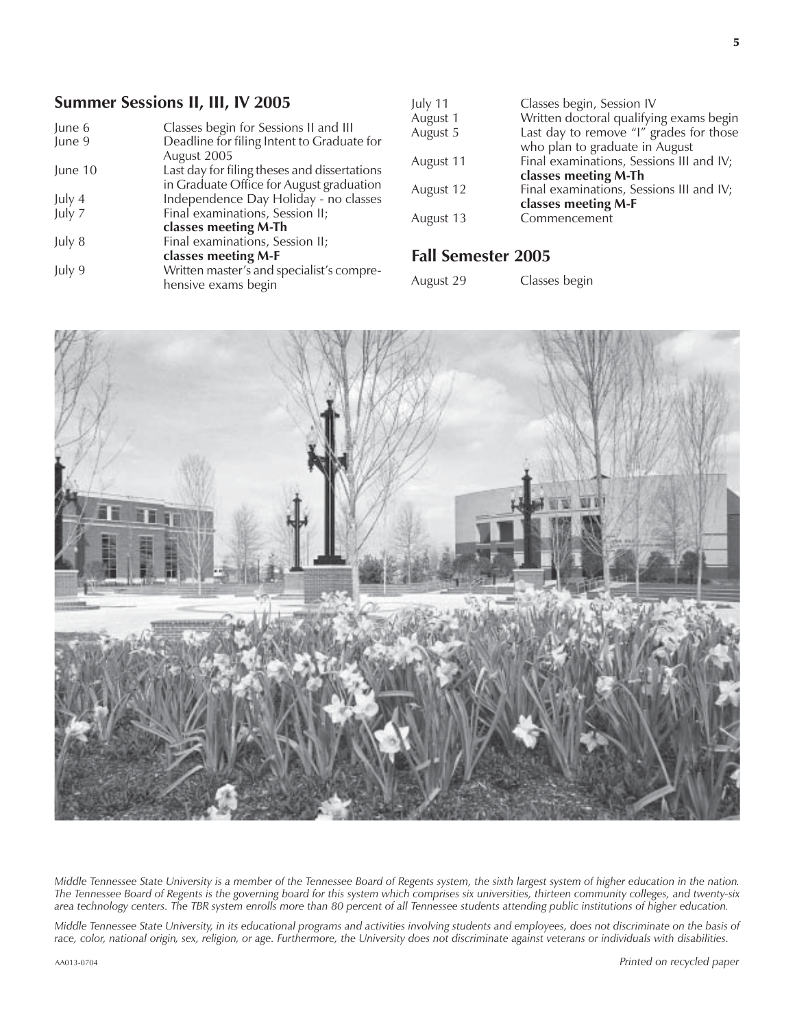## Summer Sessions II, III, IV 2005

| | |
|---|---|
| June 6 | Classes begin for Sessions II and III |
| June 9 | Deadline for filing Intent to Graduate for August 2005 |
| June 10 | Last day for filing theses and dissertations in Graduate Office for August graduation |
| July 4 | Independence Day Holiday - no classes |
| July 7 | Final examinations, Session II; **classes meeting M-Th** |
| July 8 | Final examinations, Session II; **classes meeting M-F** |
| July 9 | Written master's and specialist's comprehensive exams begin |
| July 11 | Classes begin, Session IV |
| August 1 | Written doctoral qualifying exams begin |
| August 5 | Last day to remove "I" grades for those who plan to graduate in August |
| August 11 | Final examinations, Sessions III and IV; **classes meeting M-Th** |
| August 12 | Final examinations, Sessions III and IV; **classes meeting M-F** |
| August 13 | Commencement |

## Fall Semester 2005

| | |
|---|---|
| August 29 | Classes begin |

*Middle Tennessee State University is a member of the Tennessee Board of Regents system, the sixth largest system of higher education in the nation. The Tennessee Board of Regents is the governing board for this system which comprises six universities, thirteen community colleges, and twenty-six area technology centers. The TBR system enrolls more than 80 percent of all Tennessee students attending public institutions of higher education.*

*Middle Tennessee State University, in its educational programs and activities involving students and employees, does not discriminate on the basis of race, color, national origin, sex, religion, or age. Furthermore, the University does not discriminate against veterans or individuals with disabilities.*

AA013-0704

*Printed on recycled paper*